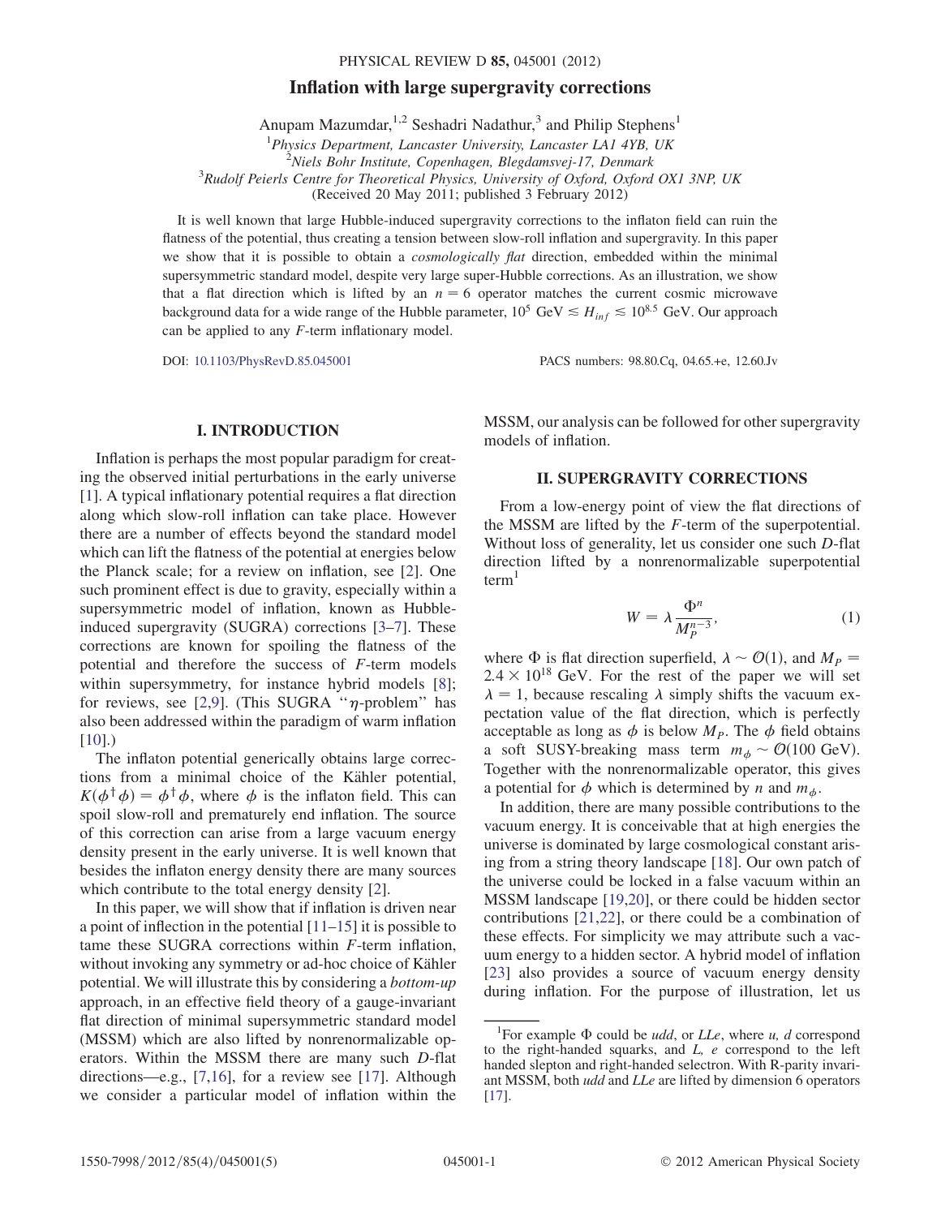# Inflation with large supergravity corrections

Anupam Mazumdar,[1,2] Seshadri Nadathur,[3] and Philip Stephens[1]

[1]*Physics Department, Lancaster University, Lancaster LA1 4YB, UK*
[2]*Niels Bohr Institute, Copenhagen, Blegdamsvej-17, Denmark*
[3]*Rudolf Peierls Centre for Theoretical Physics, University of Oxford, Oxford OX1 3NP, UK*
(Received 20 May 2011; published 3 February 2012)

It is well known that large Hubble-induced supergravity corrections to the inflaton field can ruin the flatness of the potential, thus creating a tension between slow-roll inflation and supergravity. In this paper we show that it is possible to obtain a *cosmologically flat* direction, embedded within the minimal supersymmetric standard model, despite very large super-Hubble corrections. As an illustration, we show that a flat direction which is lifted by an $n = 6$ operator matches the current cosmic microwave background data for a wide range of the Hubble parameter, $10^5$ GeV $\lesssim H_{inf} \lesssim 10^{8.5}$ GeV. Our approach can be applied to any $F$-term inflationary model.

DOI: 10.1103/PhysRevD.85.045001 PACS numbers: 98.80.Cq, 04.65.+e, 12.60.Jv

## I. INTRODUCTION

Inflation is perhaps the most popular paradigm for creating the observed initial perturbations in the early universe [1]. A typical inflationary potential requires a flat direction along which slow-roll inflation can take place. However there are a number of effects beyond the standard model which can lift the flatness of the potential at energies below the Planck scale; for a review on inflation, see [2]. One such prominent effect is due to gravity, especially within a supersymmetric model of inflation, known as Hubble-induced supergravity (SUGRA) corrections [3–7]. These corrections are known for spoiling the flatness of the potential and therefore the success of $F$-term models within supersymmetry, for instance hybrid models [8]; for reviews, see [2,9]. (This SUGRA "$\eta$-problem" has also been addressed within the paradigm of warm inflation [10].)

The inflaton potential generically obtains large corrections from a minimal choice of the Kähler potential, $K(\phi^\dagger \phi) = \phi^\dagger \phi$, where $\phi$ is the inflaton field. This can spoil slow-roll and prematurely end inflation. The source of this correction can arise from a large vacuum energy density present in the early universe. It is well known that besides the inflaton energy density there are many sources which contribute to the total energy density [2].

In this paper, we will show that if inflation is driven near a point of inflection in the potential [11–15] it is possible to tame these SUGRA corrections within $F$-term inflation, without invoking any symmetry or ad-hoc choice of Kähler potential. We will illustrate this by considering a *bottom-up* approach, in an effective field theory of a gauge-invariant flat direction of minimal supersymmetric standard model (MSSM) which are also lifted by nonrenormalizable operators. Within the MSSM there are many such $D$-flat directions—e.g., [7,16], for a review see [17]. Although we consider a particular model of inflation within the MSSM, our analysis can be followed for other supergravity models of inflation.

## II. SUPERGRAVITY CORRECTIONS

From a low-energy point of view the flat directions of the MSSM are lifted by the $F$-term of the superpotential. Without loss of generality, let us consider one such $D$-flat direction lifted by a nonrenormalizable superpotential term[1]

$$W = \lambda \frac{\Phi^n}{M_P^{n-3}}, \tag{1}$$

where $\Phi$ is flat direction superfield, $\lambda \sim \mathcal{O}(1)$, and $M_P = 2.4 \times 10^{18}$ GeV. For the rest of the paper we will set $\lambda = 1$, because rescaling $\lambda$ simply shifts the vacuum expectation value of the flat direction, which is perfectly acceptable as long as $\phi$ is below $M_P$. The $\phi$ field obtains a soft SUSY-breaking mass term $m_\phi \sim \mathcal{O}(100 \text{ GeV})$. Together with the nonrenormalizable operator, this gives a potential for $\phi$ which is determined by $n$ and $m_\phi$.

In addition, there are many possible contributions to the vacuum energy. It is conceivable that at high energies the universe is dominated by large cosmological constant arising from a string theory landscape [18]. Our own patch of the universe could be locked in a false vacuum within an MSSM landscape [19,20], or there could be hidden sector contributions [21,22], or there could be a combination of these effects. For simplicity we may attribute such a vacuum energy to a hidden sector. A hybrid model of inflation [23] also provides a source of vacuum energy density during inflation. For the purpose of illustration, let us

[1]For example $\Phi$ could be *udd*, or *LLe*, where *u, d* correspond to the right-handed squarks, and *L, e* correspond to the left handed slepton and right-handed selectron. With R-parity invariant MSSM, both *udd* and *LLe* are lifted by dimension 6 operators [17].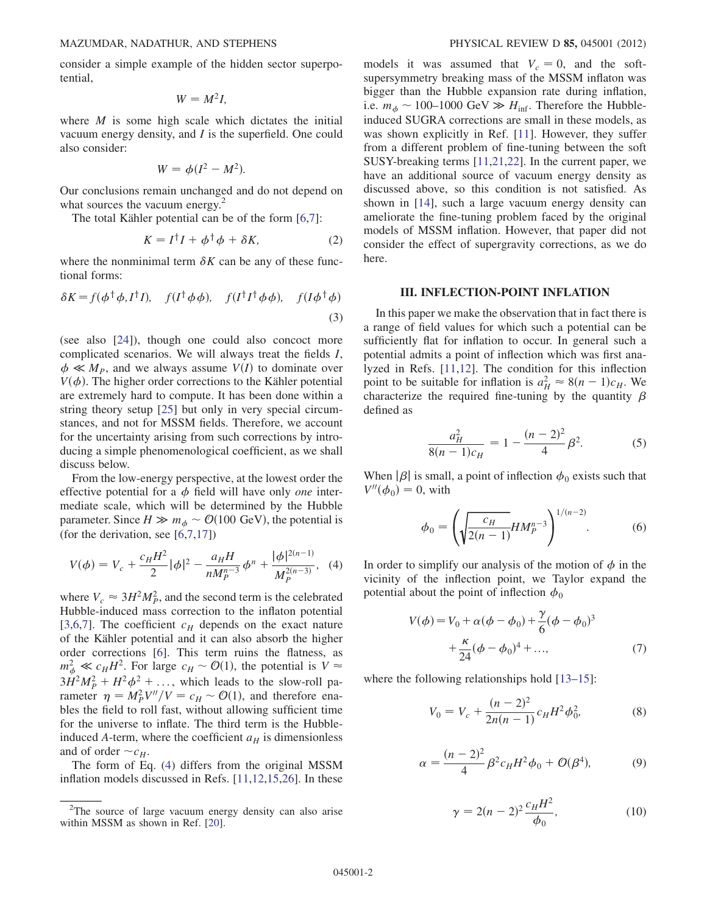consider a simple example of the hidden sector superpotential,

$$W = M^2 I,$$

where $M$ is some high scale which dictates the initial vacuum energy density, and $I$ is the superfield. One could also consider:

$$W = \phi(I^2 - M^2).$$

Our conclusions remain unchanged and do not depend on what sources the vacuum energy.[2]

The total Kähler potential can be of the form [6,7]:

$$K = I^\dagger I + \phi^\dagger \phi + \delta K, \tag{2}$$

where the nonminimal term $\delta K$ can be any of these functional forms:

$$\delta K = f(\phi^\dagger \phi, I^\dagger I), \quad f(I^\dagger \phi\phi), \quad f(I^\dagger I^\dagger \phi\phi), \quad f(I\phi^\dagger \phi) \tag{3}$$

(see also [24]), though one could also concoct more complicated scenarios. We will always treat the fields $I$, $\phi \ll M_P$, and we always assume $V(I)$ to dominate over $V(\phi)$. The higher order corrections to the Kähler potential are extremely hard to compute. It has been done within a string theory setup [25] but only in very special circumstances, and not for MSSM fields. Therefore, we account for the uncertainty arising from such corrections by introducing a simple phenomenological coefficient, as we shall discuss below.

From the low-energy perspective, at the lowest order the effective potential for a $\phi$ field will have only *one* intermediate scale, which will be determined by the Hubble parameter. Since $H \gg m_\phi \sim \mathcal{O}(100\text{ GeV})$, the potential is (for the derivation, see [6,7,17])

$$V(\phi) = V_c + \frac{c_H H^2}{2}|\phi|^2 - \frac{a_H H}{n M_P^{n-3}}\phi^n + \frac{|\phi|^{2(n-1)}}{M_P^{2(n-3)}}, \tag{4}$$

where $V_c \approx 3H^2 M_P^2$, and the second term is the celebrated Hubble-induced mass correction to the inflaton potential [3,6,7]. The coefficient $c_H$ depends on the exact nature of the Kähler potential and it can also absorb the higher order corrections [6]. This term ruins the flatness, as $m_\phi^2 \ll c_H H^2$. For large $c_H \sim \mathcal{O}(1)$, the potential is $V \approx 3H^2 M_P^2 + H^2\phi^2 + \ldots$, which leads to the slow-roll parameter $\eta = M_P^2 V''/V = c_H \sim \mathcal{O}(1)$, and therefore enables the field to roll fast, without allowing sufficient time for the universe to inflate. The third term is the Hubble-induced $A$-term, where the coefficient $a_H$ is dimensionless and of order $\sim c_H$.

The form of Eq. (4) differs from the original MSSM inflation models discussed in Refs. [11,12,15,26]. In these models it was assumed that $V_c = 0$, and the soft-supersymmetry breaking mass of the MSSM inflaton was bigger than the Hubble expansion rate during inflation, i.e. $m_\phi \sim 100$–$1000$ GeV $\gg H_{\rm inf}$. Therefore the Hubble-induced SUGRA corrections are small in these models, as was shown explicitly in Ref. [11]. However, they suffer from a different problem of fine-tuning between the soft SUSY-breaking terms [11,21,22]. In the current paper, we have an additional source of vacuum energy density as discussed above, so this condition is not satisfied. As shown in [14], such a large vacuum energy density can ameliorate the fine-tuning problem faced by the original models of MSSM inflation. However, that paper did not consider the effect of supergravity corrections, as we do here.

## III. INFLECTION-POINT INFLATION

In this paper we make the observation that in fact there is a range of field values for which such a potential can be sufficiently flat for inflation to occur. In general such a potential admits a point of inflection which was first analyzed in Refs. [11,12]. The condition for this inflection point to be suitable for inflation is $a_H^2 \approx 8(n-1)c_H$. We characterize the required fine-tuning by the quantity $\beta$ defined as

$$\frac{a_H^2}{8(n-1)c_H} = 1 - \frac{(n-2)^2}{4}\beta^2. \tag{5}$$

When $|\beta|$ is small, a point of inflection $\phi_0$ exists such that $V''(\phi_0) = 0$, with

$$\phi_0 = \left(\sqrt{\frac{c_H}{2(n-1)}} H M_P^{n-3}\right)^{1/(n-2)}. \tag{6}$$

In order to simplify our analysis of the motion of $\phi$ in the vicinity of the inflection point, we Taylor expand the potential about the point of inflection $\phi_0$

$$V(\phi) = V_0 + \alpha(\phi - \phi_0) + \frac{\gamma}{6}(\phi - \phi_0)^3 + \frac{\kappa}{24}(\phi - \phi_0)^4 + \ldots, \tag{7}$$

where the following relationships hold [13–15]:

$$V_0 = V_c + \frac{(n-2)^2}{2n(n-1)} c_H H^2 \phi_0^2, \tag{8}$$

$$\alpha = \frac{(n-2)^2}{4}\beta^2 c_H H^2 \phi_0 + \mathcal{O}(\beta^4), \tag{9}$$

$$\gamma = 2(n-2)^2 \frac{c_H H^2}{\phi_0}, \tag{10}$$

---

[2] The source of large vacuum energy density can also arise within MSSM as shown in Ref. [20].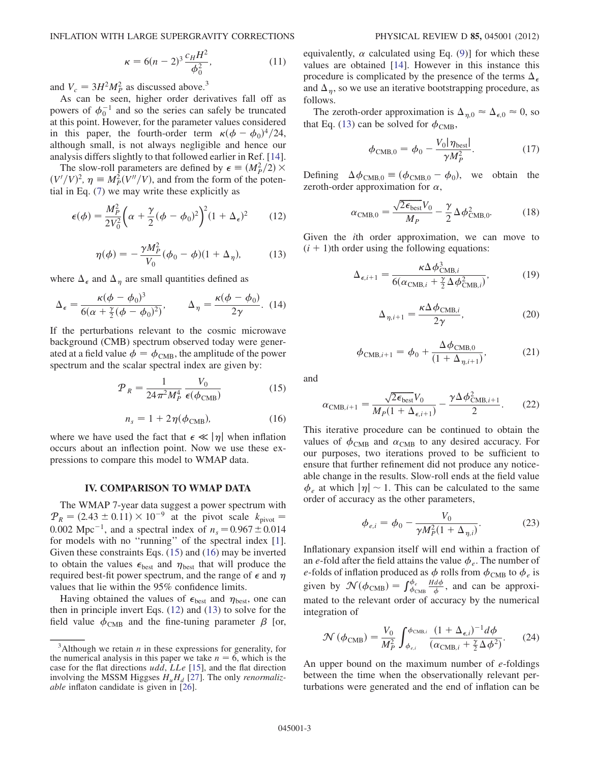$$\kappa = 6(n-2)^3 \frac{c_H H^2}{\phi_0^2}, \tag{11}$$

and $V_c = 3H^2 M_P^2$ as discussed above.[3]

As can be seen, higher order derivatives fall off as powers of $\phi_0^{-1}$ and so the series can safely be truncated at this point. However, for the parameter values considered in this paper, the fourth-order term $\kappa(\phi - \phi_0)^4/24$, although small, is not always negligible and hence our analysis differs slightly to that followed earlier in Ref. [14].

The slow-roll parameters are defined by $\epsilon \equiv (M_P^2/2) \times (V'/V)^2$, $\eta \equiv M_P^2(V''/V)$, and from the form of the potential in Eq. (7) we may write these explicitly as

$$\epsilon(\phi) = \frac{M_P^2}{2V_0^2}\left(\alpha + \frac{\gamma}{2}(\phi - \phi_0)^2\right)^2 (1 + \Delta_\epsilon)^2 \tag{12}$$

$$\eta(\phi) = -\frac{\gamma M_P^2}{V_0}(\phi_0 - \phi)(1 + \Delta_\eta), \tag{13}$$

where $\Delta_\epsilon$ and $\Delta_\eta$ are small quantities defined as

$$\Delta_\epsilon = \frac{\kappa(\phi - \phi_0)^3}{6(\alpha + \frac{\gamma}{2}(\phi - \phi_0)^2)}, \qquad \Delta_\eta = \frac{\kappa(\phi - \phi_0)}{2\gamma}. \tag{14}$$

If the perturbations relevant to the cosmic microwave background (CMB) spectrum observed today were generated at a field value $\phi = \phi_{\rm CMB}$, the amplitude of the power spectrum and the scalar spectral index are given by:

$$\mathcal{P}_R = \frac{1}{24\pi^2 M_P^4} \frac{V_0}{\epsilon(\phi_{\rm CMB})} \tag{15}$$

$$n_s = 1 + 2\eta(\phi_{\rm CMB}), \tag{16}$$

where we have used the fact that $\epsilon \ll |\eta|$ when inflation occurs about an inflection point. Now we use these expressions to compare this model to WMAP data.

## IV. COMPARISON TO WMAP DATA

The WMAP 7-year data suggest a power spectrum with $\mathcal{P}_R = (2.43 \pm 0.11) \times 10^{-9}$ at the pivot scale $k_{\rm pivot} = 0.002\ {\rm Mpc}^{-1}$, and a spectral index of $n_s = 0.967 \pm 0.014$ for models with no "running" of the spectral index [1]. Given these constraints Eqs. (15) and (16) may be inverted to obtain the values $\epsilon_{\rm best}$ and $\eta_{\rm best}$ that will produce the required best-fit power spectrum, and the range of $\epsilon$ and $\eta$ values that lie within the 95% confidence limits.

Having obtained the values of $\epsilon_{\rm best}$ and $\eta_{\rm best}$, one can then in principle invert Eqs. (12) and (13) to solve for the field value $\phi_{\rm CMB}$ and the fine-tuning parameter $\beta$ [or, equivalently, $\alpha$ calculated using Eq. (9)] for which these values are obtained [14]. However in this instance this procedure is complicated by the presence of the terms $\Delta_\epsilon$ and $\Delta_\eta$, so we use an iterative bootstrapping procedure, as follows.

The zeroth-order approximation is $\Delta_{\eta,0} \approx \Delta_{\epsilon,0} \approx 0$, so that Eq. (13) can be solved for $\phi_{\rm CMB}$,

$$\phi_{\rm CMB,0} = \phi_0 - \frac{V_0|\eta_{\rm best}|}{\gamma M_P^2}. \tag{17}$$

Defining $\Delta\phi_{\rm CMB,0} \equiv (\phi_{\rm CMB,0} - \phi_0)$, we obtain the zeroth-order approximation for $\alpha$,

$$\alpha_{\rm CMB,0} = \frac{\sqrt{2\epsilon_{\rm best}}V_0}{M_P} - \frac{\gamma}{2}\Delta\phi_{\rm CMB,0}^2. \tag{18}$$

Given the $i$th order approximation, we can move to $(i+1)$th order using the following equations:

$$\Delta_{\epsilon,i+1} = \frac{\kappa\Delta\phi_{{\rm CMB},i}^3}{6(\alpha_{{\rm CMB},i} + \frac{\gamma}{2}\Delta\phi_{{\rm CMB},i}^2)}, \tag{19}$$

$$\Delta_{\eta,i+1} = \frac{\kappa\Delta\phi_{{\rm CMB},i}}{2\gamma}, \tag{20}$$

$$\phi_{{\rm CMB},i+1} = \phi_0 + \frac{\Delta\phi_{\rm CMB,0}}{(1 + \Delta_{\eta,i+1})}, \tag{21}$$

and

$$\alpha_{{\rm CMB},i+1} = \frac{\sqrt{2\epsilon_{\rm best}}V_0}{M_P(1 + \Delta_{\epsilon,i+1})} - \frac{\gamma\Delta\phi_{{\rm CMB},i+1}^2}{2}. \tag{22}$$

This iterative procedure can be continued to obtain the values of $\phi_{\rm CMB}$ and $\alpha_{\rm CMB}$ to any desired accuracy. For our purposes, two iterations proved to be sufficient to ensure that further refinement did not produce any noticeable change in the results. Slow-roll ends at the field value $\phi_e$ at which $|\eta| \sim 1$. This can be calculated to the same order of accuracy as the other parameters,

$$\phi_{e,i} = \phi_0 - \frac{V_0}{\gamma M_P^2(1 + \Delta_{\eta,i})}. \tag{23}$$

Inflationary expansion itself will end within a fraction of an $e$-fold after the field attains the value $\phi_e$. The number of $e$-folds of inflation produced as $\phi$ rolls from $\phi_{\rm CMB}$ to $\phi_e$ is given by $\mathcal{N}(\phi_{\rm CMB}) = \int_{\phi_{\rm CMB}}^{\phi_e} \frac{H d\phi}{\dot\phi}$, and can be approximated to the relevant order of accuracy by the numerical integration of

$$\mathcal{N}(\phi_{\rm CMB}) = \frac{V_0}{M_P^2}\int_{\phi_{e,i}}^{\phi_{{\rm CMB},i}} \frac{(1 + \Delta_{\epsilon,i})^{-1} d\phi}{(\alpha_{{\rm CMB},i} + \frac{\gamma}{2}\Delta\phi^2)}. \tag{24}$$

An upper bound on the maximum number of $e$-foldings between the time when the observationally relevant perturbations were generated and the end of inflation can be

---

[3] Although we retain $n$ in these expressions for generality, for the numerical analysis in this paper we take $n = 6$, which is the case for the flat directions $udd$, $LLe$ [15], and the flat direction involving the MSSM Higgses $H_u H_d$ [27]. The only *renormalizable* inflaton candidate is given in [26].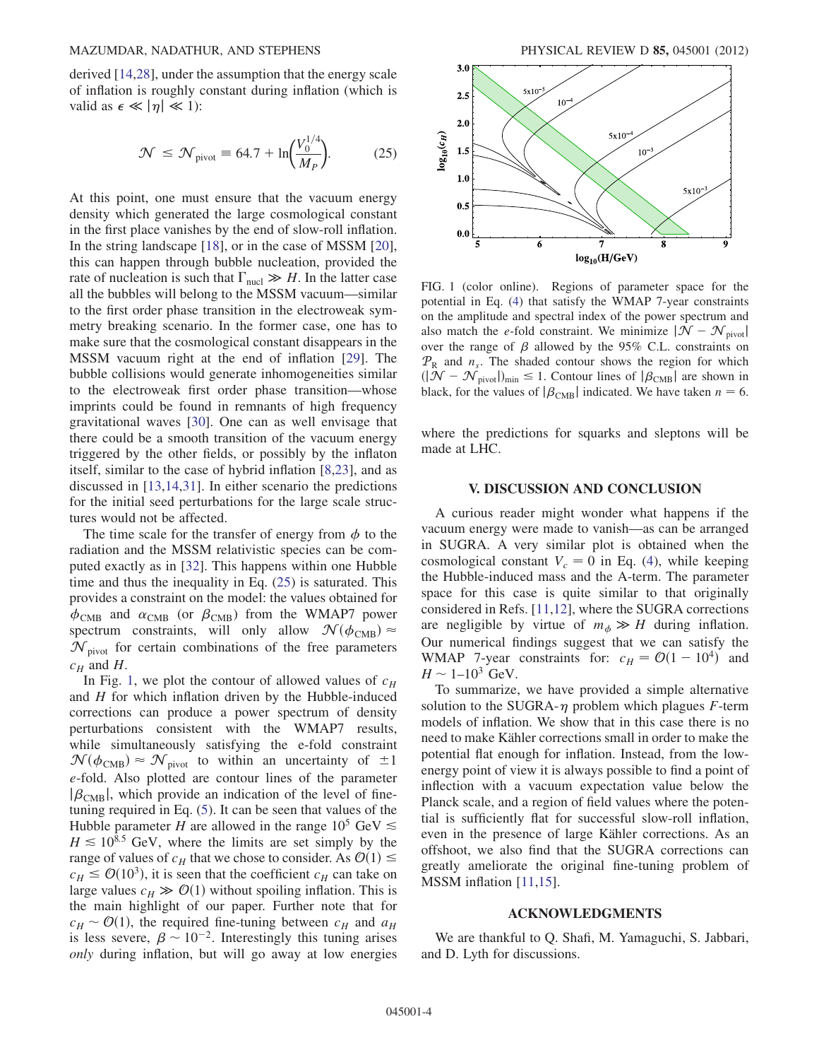derived [14,28], under the assumption that the energy scale of inflation is roughly constant during inflation (which is valid as $\epsilon \ll |\eta| \ll 1$):

$$\mathcal{N} \leq \mathcal{N}_{\rm pivot} \equiv 64.7 + \ln\left(\frac{V_0^{1/4}}{M_P}\right). \tag{25}$$

At this point, one must ensure that the vacuum energy density which generated the large cosmological constant in the first place vanishes by the end of slow-roll inflation. In the string landscape [18], or in the case of MSSM [20], this can happen through bubble nucleation, provided the rate of nucleation is such that $\Gamma_{\rm nucl} \gg H$. In the latter case all the bubbles will belong to the MSSM vacuum—similar to the first order phase transition in the electroweak symmetry breaking scenario. In the former case, one has to make sure that the cosmological constant disappears in the MSSM vacuum right at the end of inflation [29]. The bubble collisions would generate inhomogeneities similar to the electroweak first order phase transition—whose imprints could be found in remnants of high frequency gravitational waves [30]. One can as well envisage that there could be a smooth transition of the vacuum energy triggered by the other fields, or possibly by the inflaton itself, similar to the case of hybrid inflation [8,23], and as discussed in [13,14,31]. In either scenario the predictions for the initial seed perturbations for the large scale structures would not be affected.

The time scale for the transfer of energy from $\phi$ to the radiation and the MSSM relativistic species can be computed exactly as in [32]. This happens within one Hubble time and thus the inequality in Eq. (25) is saturated. This provides a constraint on the model: the values obtained for $\phi_{\rm CMB}$ and $\alpha_{\rm CMB}$ (or $\beta_{\rm CMB}$) from the WMAP7 power spectrum constraints, will only allow $\mathcal{N}(\phi_{\rm CMB}) \approx \mathcal{N}_{\rm pivot}$ for certain combinations of the free parameters $c_H$ and $H$.

In Fig. 1, we plot the contour of allowed values of $c_H$ and $H$ for which inflation driven by the Hubble-induced corrections can produce a power spectrum of density perturbations consistent with the WMAP7 results, while simultaneously satisfying the e-fold constraint $\mathcal{N}(\phi_{\rm CMB}) \approx \mathcal{N}_{\rm pivot}$ to within an uncertainty of $\pm 1$ $e$-fold. Also plotted are contour lines of the parameter $|\beta_{\rm CMB}|$, which provide an indication of the level of fine-tuning required in Eq. (5). It can be seen that values of the Hubble parameter $H$ are allowed in the range $10^5$ GeV $\lesssim H \lesssim 10^{8.5}$ GeV, where the limits are set simply by the range of values of $c_H$ that we chose to consider. As $\mathcal{O}(1) \leq c_H \leq \mathcal{O}(10^3)$, it is seen that the coefficient $c_H$ can take on large values $c_H \gg \mathcal{O}(1)$ without spoiling inflation. This is the main highlight of our paper. Further note that for $c_H \sim \mathcal{O}(1)$, the required fine-tuning between $c_H$ and $a_H$ is less severe, $\beta \sim 10^{-2}$. Interestingly this tuning arises *only* during inflation, but will go away at low energies where the predictions for squarks and sleptons will be made at LHC.

FIG. 1 (color online). Regions of parameter space for the potential in Eq. (4) that satisfy the WMAP 7-year constraints on the amplitude and spectral index of the power spectrum and also match the $e$-fold constraint. We minimize $|\mathcal{N} - \mathcal{N}_{\rm pivot}|$ over the range of $\beta$ allowed by the 95% C.L. constraints on $\mathcal{P}_{\mathcal{R}}$ and $n_s$. The shaded contour shows the region for which $(|\mathcal{N} - \mathcal{N}_{\rm pivot}|)_{\rm min} \leq 1$. Contour lines of $|\beta_{\rm CMB}|$ are shown in black, for the values of $|\beta_{\rm CMB}|$ indicated. We have taken $n = 6$.

## V. DISCUSSION AND CONCLUSION

A curious reader might wonder what happens if the vacuum energy were made to vanish—as can be arranged in SUGRA. A very similar plot is obtained when the cosmological constant $V_c = 0$ in Eq. (4), while keeping the Hubble-induced mass and the A-term. The parameter space for this case is quite similar to that originally considered in Refs. [11,12], where the SUGRA corrections are negligible by virtue of $m_\phi \gg H$ during inflation. Our numerical findings suggest that we can satisfy the WMAP 7-year constraints for: $c_H = \mathcal{O}(1 - 10^4)$ and $H \sim 1$–$10^3$ GeV.

To summarize, we have provided a simple alternative solution to the SUGRA-$\eta$ problem which plagues $F$-term models of inflation. We show that in this case there is no need to make Kähler corrections small in order to make the potential flat enough for inflation. Instead, from the low-energy point of view it is always possible to find a point of inflection with a vacuum expectation value below the Planck scale, and a region of field values where the potential is sufficiently flat for successful slow-roll inflation, even in the presence of large Kähler corrections. As an offshoot, we also find that the SUGRA corrections can greatly ameliorate the original fine-tuning problem of MSSM inflation [11,15].

## ACKNOWLEDGMENTS

We are thankful to Q. Shafi, M. Yamaguchi, S. Jabbari, and D. Lyth for discussions.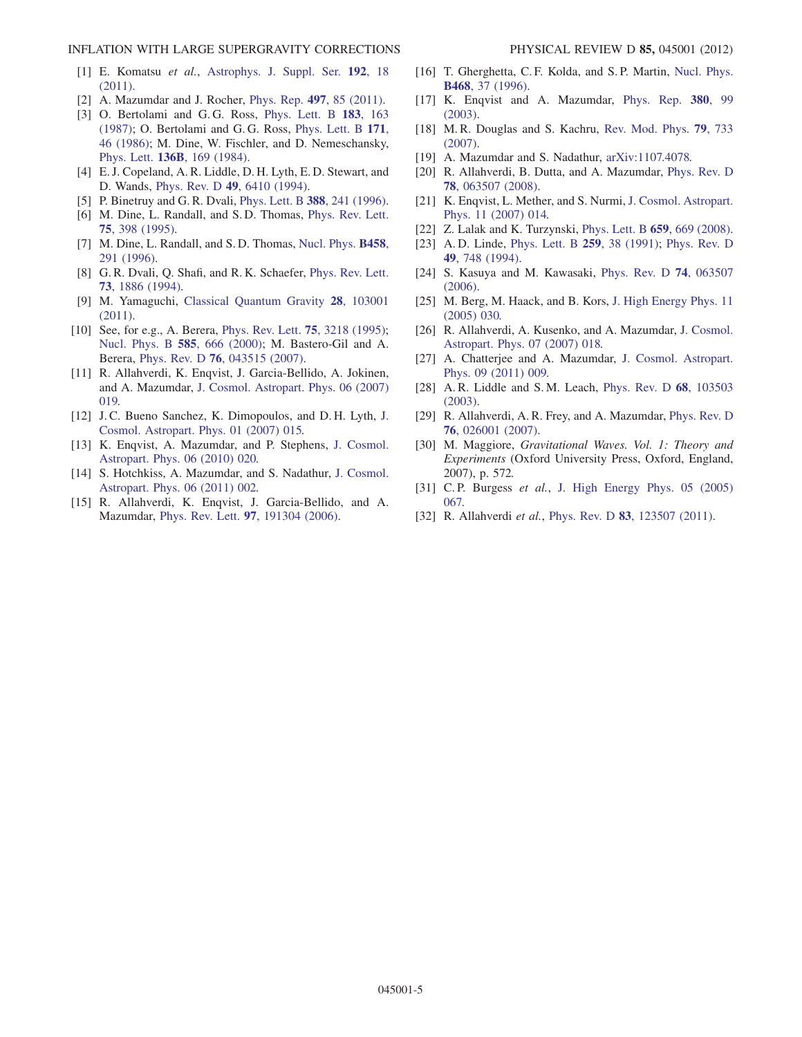[1] E. Komatsu *et al.*, Astrophys. J. Suppl. Ser. **192**, 18 (2011).

[2] A. Mazumdar and J. Rocher, Phys. Rep. **497**, 85 (2011).

[3] O. Bertolami and G. G. Ross, Phys. Lett. B **183**, 163 (1987); O. Bertolami and G. G. Ross, Phys. Lett. B **171**, 46 (1986); M. Dine, W. Fischler, and D. Nemeschansky, Phys. Lett. **136B**, 169 (1984).

[4] E. J. Copeland, A. R. Liddle, D. H. Lyth, E. D. Stewart, and D. Wands, Phys. Rev. D **49**, 6410 (1994).

[5] P. Binetruy and G. R. Dvali, Phys. Lett. B **388**, 241 (1996).

[6] M. Dine, L. Randall, and S. D. Thomas, Phys. Rev. Lett. **75**, 398 (1995).

[7] M. Dine, L. Randall, and S. D. Thomas, Nucl. Phys. **B458**, 291 (1996).

[8] G. R. Dvali, Q. Shafi, and R. K. Schaefer, Phys. Rev. Lett. **73**, 1886 (1994).

[9] M. Yamaguchi, Classical Quantum Gravity **28**, 103001 (2011).

[10] See, for e.g., A. Berera, Phys. Rev. Lett. **75**, 3218 (1995); Nucl. Phys. B **585**, 666 (2000); M. Bastero-Gil and A. Berera, Phys. Rev. D **76**, 043515 (2007).

[11] R. Allahverdi, K. Enqvist, J. Garcia-Bellido, A. Jokinen, and A. Mazumdar, J. Cosmol. Astropart. Phys. 06 (2007) 019.

[12] J. C. Bueno Sanchez, K. Dimopoulos, and D. H. Lyth, J. Cosmol. Astropart. Phys. 01 (2007) 015.

[13] K. Enqvist, A. Mazumdar, and P. Stephens, J. Cosmol. Astropart. Phys. 06 (2010) 020.

[14] S. Hotchkiss, A. Mazumdar, and S. Nadathur, J. Cosmol. Astropart. Phys. 06 (2011) 002.

[15] R. Allahverdi, K. Enqvist, J. Garcia-Bellido, and A. Mazumdar, Phys. Rev. Lett. **97**, 191304 (2006).

[16] T. Gherghetta, C. F. Kolda, and S. P. Martin, Nucl. Phys. **B468**, 37 (1996).

[17] K. Enqvist and A. Mazumdar, Phys. Rep. **380**, 99 (2003).

[18] M. R. Douglas and S. Kachru, Rev. Mod. Phys. **79**, 733 (2007).

[19] A. Mazumdar and S. Nadathur, arXiv:1107.4078.

[20] R. Allahverdi, B. Dutta, and A. Mazumdar, Phys. Rev. D **78**, 063507 (2008).

[21] K. Enqvist, L. Mether, and S. Nurmi, J. Cosmol. Astropart. Phys. 11 (2007) 014.

[22] Z. Lalak and K. Turzynski, Phys. Lett. B **659**, 669 (2008).

[23] A. D. Linde, Phys. Lett. B **259**, 38 (1991); Phys. Rev. D **49**, 748 (1994).

[24] S. Kasuya and M. Kawasaki, Phys. Rev. D **74**, 063507 (2006).

[25] M. Berg, M. Haack, and B. Kors, J. High Energy Phys. 11 (2005) 030.

[26] R. Allahverdi, A. Kusenko, and A. Mazumdar, J. Cosmol. Astropart. Phys. 07 (2007) 018.

[27] A. Chatterjee and A. Mazumdar, J. Cosmol. Astropart. Phys. 09 (2011) 009.

[28] A. R. Liddle and S. M. Leach, Phys. Rev. D **68**, 103503 (2003).

[29] R. Allahverdi, A. R. Frey, and A. Mazumdar, Phys. Rev. D **76**, 026001 (2007).

[30] M. Maggiore, *Gravitational Waves. Vol. 1: Theory and Experiments* (Oxford University Press, Oxford, England, 2007), p. 572.

[31] C. P. Burgess *et al.*, J. High Energy Phys. 05 (2005) 067.

[32] R. Allahverdi *et al.*, Phys. Rev. D **83**, 123507 (2011).